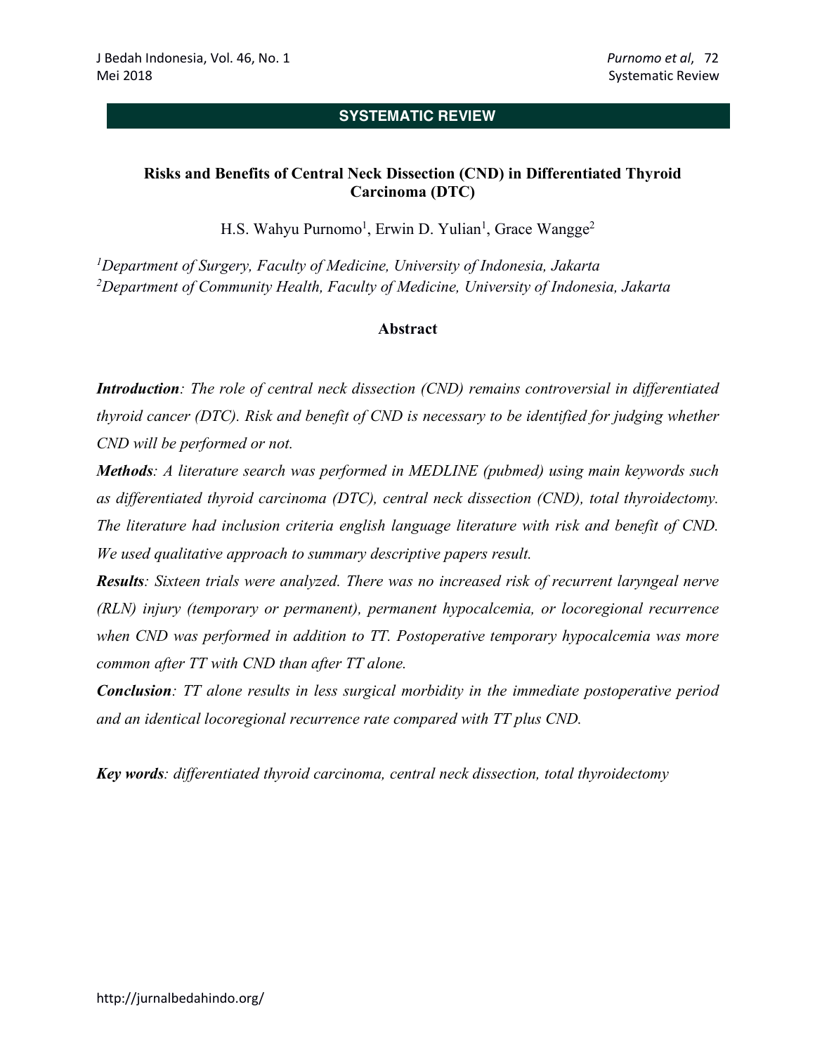**SYSTEMATIC REVIEW**

# Risks and Benefits of Central Neck Dissection (CND) in Differentiated Thyroid Carcinoma (DTC)

H.S. Wahyu Purnomo[1], Erwin D. Yulian[1], Grace Wangge[2]

[1]*Department of Surgery, Faculty of Medicine, University of Indonesia, Jakarta*
[2]*Department of Community Health, Faculty of Medicine, University of Indonesia, Jakarta*

## Abstract

***Introduction****: The role of central neck dissection (CND) remains controversial in differentiated thyroid cancer (DTC). Risk and benefit of CND is necessary to be identified for judging whether CND will be performed or not.*

***Methods****: A literature search was performed in MEDLINE (pubmed) using main keywords such as differentiated thyroid carcinoma (DTC), central neck dissection (CND), total thyroidectomy. The literature had inclusion criteria english language literature with risk and benefit of CND. We used qualitative approach to summary descriptive papers result.*

***Results****: Sixteen trials were analyzed. There was no increased risk of recurrent laryngeal nerve (RLN) injury (temporary or permanent), permanent hypocalcemia, or locoregional recurrence when CND was performed in addition to TT. Postoperative temporary hypocalcemia was more common after TT with CND than after TT alone.*

***Conclusion****: TT alone results in less surgical morbidity in the immediate postoperative period and an identical locoregional recurrence rate compared with TT plus CND.*

***Key words****: differentiated thyroid carcinoma, central neck dissection, total thyroidectomy*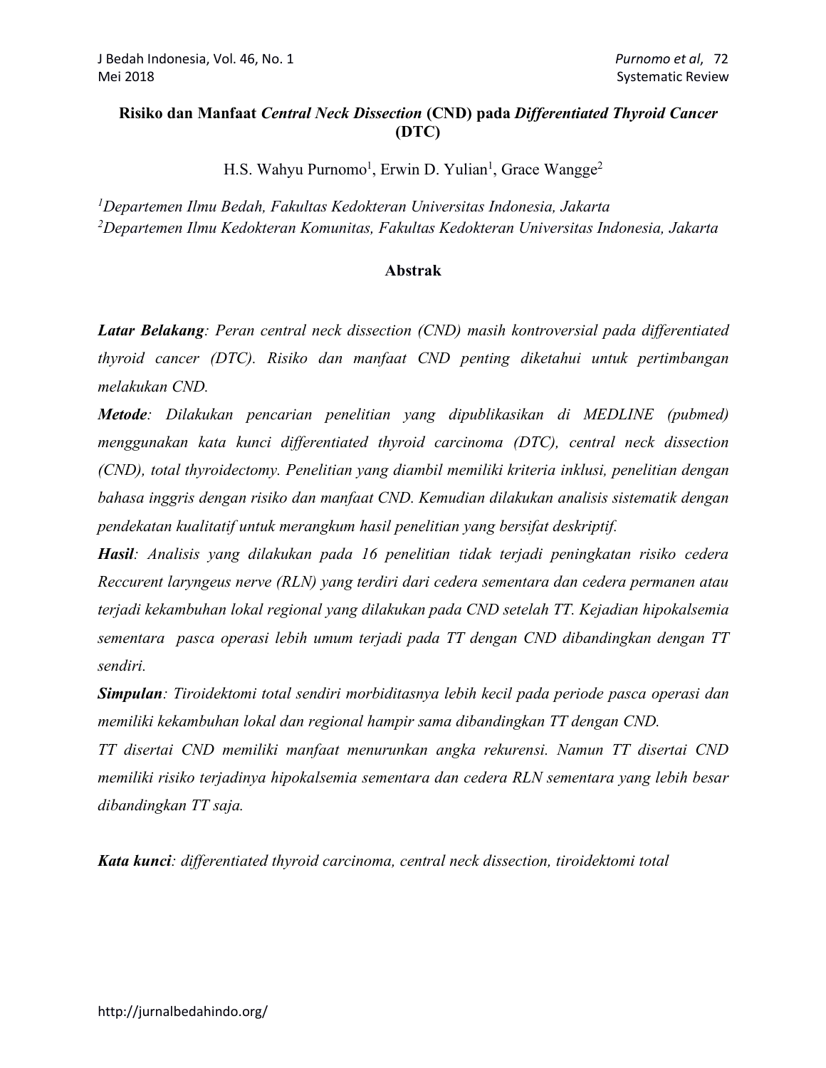# Risiko dan Manfaat *Central Neck Dissection* (CND) pada *Differentiated Thyroid Cancer* (DTC)

H.S. Wahyu Purnomo[1], Erwin D. Yulian[1], Grace Wangge[2]

[1]*Departemen Ilmu Bedah, Fakultas Kedokteran Universitas Indonesia, Jakarta*
[2]*Departemen Ilmu Kedokteran Komunitas, Fakultas Kedokteran Universitas Indonesia, Jakarta*

## Abstrak

***Latar Belakang****: Peran central neck dissection (CND) masih kontroversial pada differentiated thyroid cancer (DTC). Risiko dan manfaat CND penting diketahui untuk pertimbangan melakukan CND.*

***Metode****: Dilakukan pencarian penelitian yang dipublikasikan di MEDLINE (pubmed) menggunakan kata kunci differentiated thyroid carcinoma (DTC), central neck dissection (CND), total thyroidectomy. Penelitian yang diambil memiliki kriteria inklusi, penelitian dengan bahasa inggris dengan risiko dan manfaat CND. Kemudian dilakukan analisis sistematik dengan pendekatan kualitatif untuk merangkum hasil penelitian yang bersifat deskriptif.*

***Hasil****: Analisis yang dilakukan pada 16 penelitian tidak terjadi peningkatan risiko cedera Reccurent laryngeus nerve (RLN) yang terdiri dari cedera sementara dan cedera permanen atau terjadi kekambuhan lokal regional yang dilakukan pada CND setelah TT. Kejadian hipokalsemia sementara pasca operasi lebih umum terjadi pada TT dengan CND dibandingkan dengan TT sendiri.*

***Simpulan****: Tiroidektomi total sendiri morbiditasnya lebih kecil pada periode pasca operasi dan memiliki kekambuhan lokal dan regional hampir sama dibandingkan TT dengan CND.*
*TT disertai CND memiliki manfaat menurunkan angka rekurensi. Namun TT disertai CND memiliki risiko terjadinya hipokalsemia sementara dan cedera RLN sementara yang lebih besar dibandingkan TT saja.*

***Kata kunci****: differentiated thyroid carcinoma, central neck dissection, tiroidektomi total*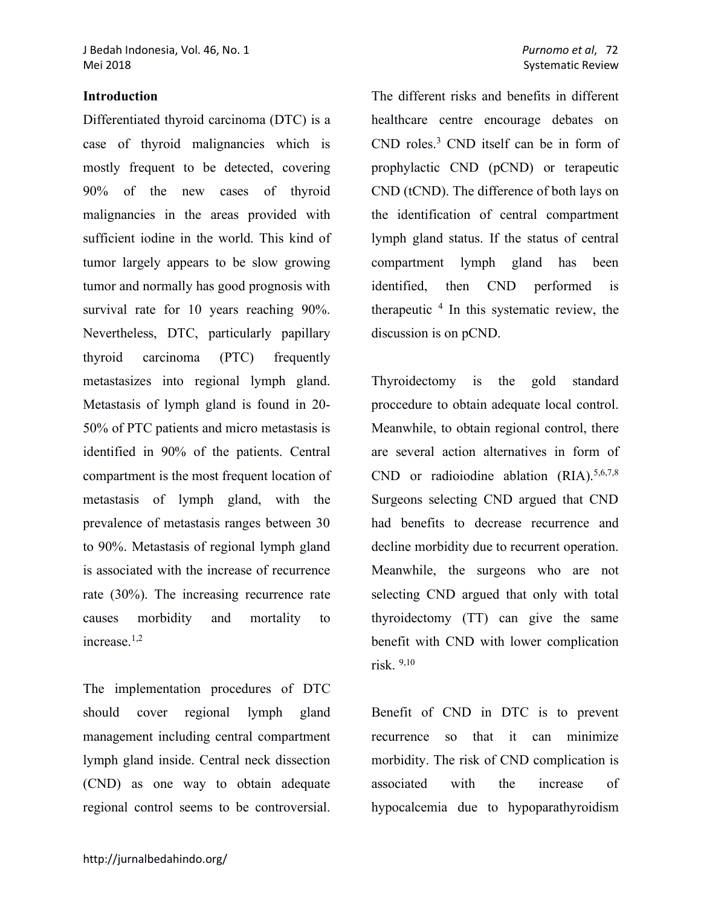## Introduction

Differentiated thyroid carcinoma (DTC) is a case of thyroid malignancies which is mostly frequent to be detected, covering 90% of the new cases of thyroid malignancies in the areas provided with sufficient iodine in the world. This kind of tumor largely appears to be slow growing tumor and normally has good prognosis with survival rate for 10 years reaching 90%. Nevertheless, DTC, particularly papillary thyroid carcinoma (PTC) frequently metastasizes into regional lymph gland. Metastasis of lymph gland is found in 20-50% of PTC patients and micro metastasis is identified in 90% of the patients. Central compartment is the most frequent location of metastasis of lymph gland, with the prevalence of metastasis ranges between 30 to 90%. Metastasis of regional lymph gland is associated with the increase of recurrence rate (30%). The increasing recurrence rate causes morbidity and mortality to increase.[1,2]

The implementation procedures of DTC should cover regional lymph gland management including central compartment lymph gland inside. Central neck dissection (CND) as one way to obtain adequate regional control seems to be controversial. The different risks and benefits in different healthcare centre encourage debates on CND roles.[3] CND itself can be in form of prophylactic CND (pCND) or terapeutic CND (tCND). The difference of both lays on the identification of central compartment lymph gland status. If the status of central compartment lymph gland has been identified, then CND performed is therapeutic [4] In this systematic review, the discussion is on pCND.

Thyroidectomy is the gold standard proccedure to obtain adequate local control. Meanwhile, to obtain regional control, there are several action alternatives in form of CND or radioiodine ablation (RIA).[5,6,7,8] Surgeons selecting CND argued that CND had benefits to decrease recurrence and decline morbidity due to recurrent operation. Meanwhile, the surgeons who are not selecting CND argued that only with total thyroidectomy (TT) can give the same benefit with CND with lower complication risk. [9,10]

Benefit of CND in DTC is to prevent recurrence so that it can minimize morbidity. The risk of CND complication is associated with the increase of hypocalcemia due to hypoparathyroidism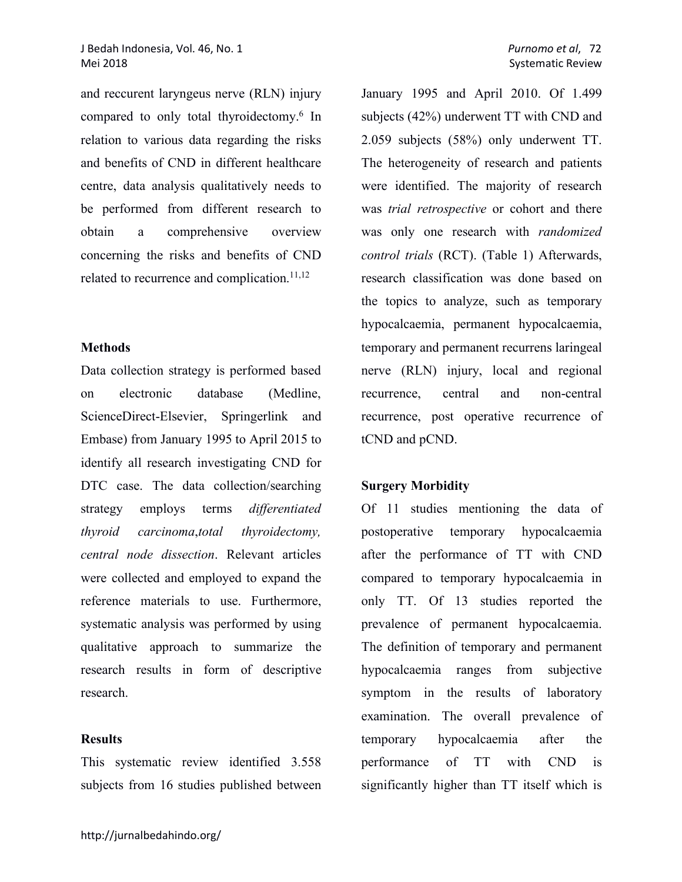and reccurent laryngeus nerve (RLN) injury compared to only total thyroidectomy.[6] In relation to various data regarding the risks and benefits of CND in different healthcare centre, data analysis qualitatively needs to be performed from different research to obtain a comprehensive overview concerning the risks and benefits of CND related to recurrence and complication.[11,12]

## Methods

Data collection strategy is performed based on electronic database (Medline, ScienceDirect-Elsevier, Springerlink and Embase) from January 1995 to April 2015 to identify all research investigating CND for DTC case. The data collection/searching strategy employs terms *differentiated thyroid carcinoma*,*total thyroidectomy, central node dissection*. Relevant articles were collected and employed to expand the reference materials to use. Furthermore, systematic analysis was performed by using qualitative approach to summarize the research results in form of descriptive research.

## Results

This systematic review identified 3.558 subjects from 16 studies published between January 1995 and April 2010. Of 1.499 subjects (42%) underwent TT with CND and 2.059 subjects (58%) only underwent TT. The heterogeneity of research and patients were identified. The majority of research was *trial retrospective* or cohort and there was only one research with *randomized control trials* (RCT). (Table 1) Afterwards, research classification was done based on the topics to analyze, such as temporary hypocalcaemia, permanent hypocalcaemia, temporary and permanent recurrens laringeal nerve (RLN) injury, local and regional recurrence, central and non-central recurrence, post operative recurrence of tCND and pCND.

## Surgery Morbidity

Of 11 studies mentioning the data of postoperative temporary hypocalcaemia after the performance of TT with CND compared to temporary hypocalcaemia in only TT. Of 13 studies reported the prevalence of permanent hypocalcaemia. The definition of temporary and permanent hypocalcaemia ranges from subjective symptom in the results of laboratory examination. The overall prevalence of temporary hypocalcaemia after the performance of TT with CND is significantly higher than TT itself which is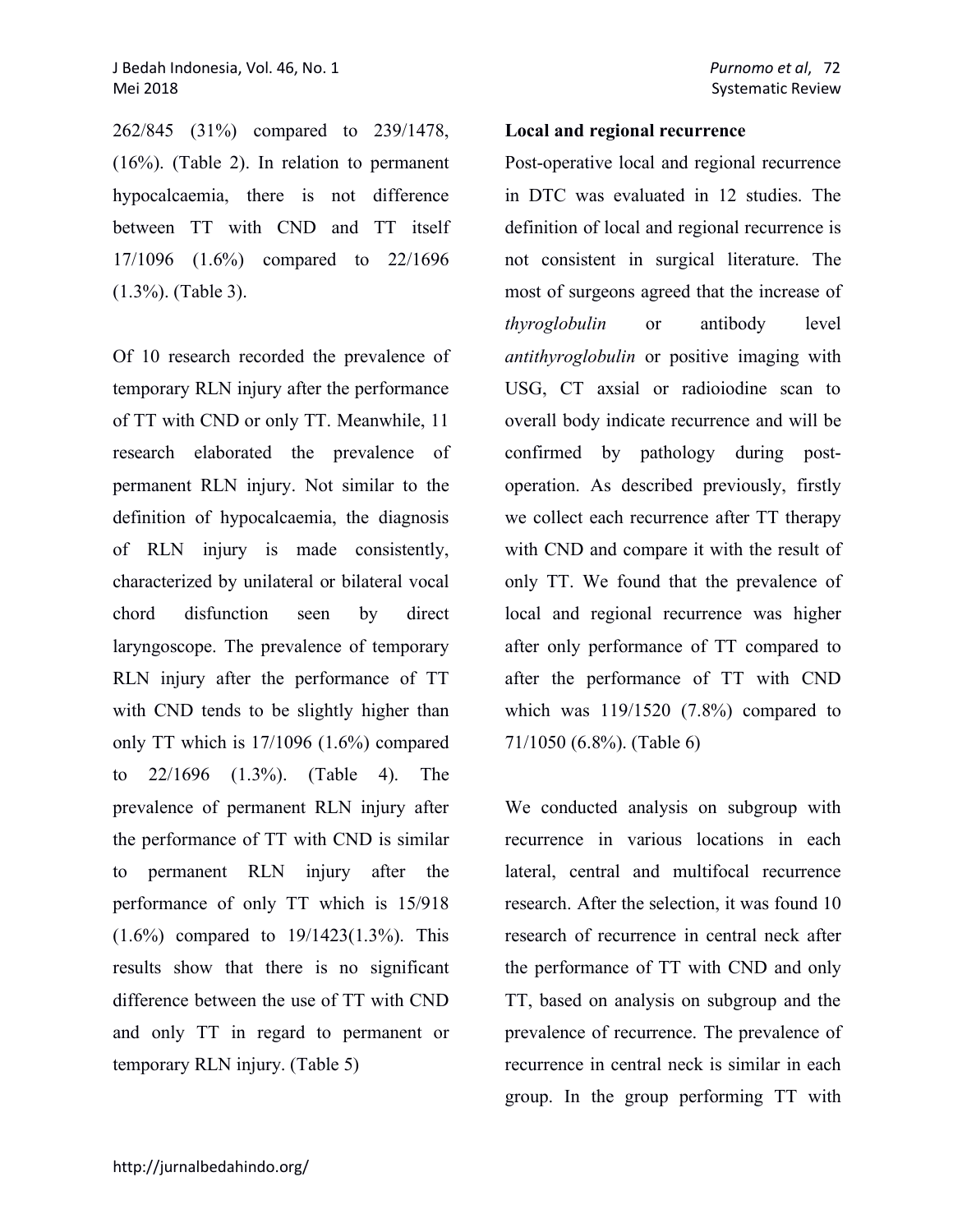262/845 (31%) compared to 239/1478, (16%). (Table 2). In relation to permanent hypocalcaemia, there is not difference between TT with CND and TT itself 17/1096 (1.6%) compared to 22/1696 (1.3%). (Table 3).

Of 10 research recorded the prevalence of temporary RLN injury after the performance of TT with CND or only TT. Meanwhile, 11 research elaborated the prevalence of permanent RLN injury. Not similar to the definition of hypocalcaemia, the diagnosis of RLN injury is made consistently, characterized by unilateral or bilateral vocal chord disfunction seen by direct laryngoscope. The prevalence of temporary RLN injury after the performance of TT with CND tends to be slightly higher than only TT which is 17/1096 (1.6%) compared to 22/1696 (1.3%). (Table 4). The prevalence of permanent RLN injury after the performance of TT with CND is similar to permanent RLN injury after the performance of only TT which is 15/918 (1.6%) compared to 19/1423(1.3%). This results show that there is no significant difference between the use of TT with CND and only TT in regard to permanent or temporary RLN injury. (Table 5)

**Local and regional recurrence**

Post-operative local and regional recurrence in DTC was evaluated in 12 studies. The definition of local and regional recurrence is not consistent in surgical literature. The most of surgeons agreed that the increase of *thyroglobulin* or antibody level *antithyroglobulin* or positive imaging with USG, CT axsial or radioiodine scan to overall body indicate recurrence and will be confirmed by pathology during post-operation. As described previously, firstly we collect each recurrence after TT therapy with CND and compare it with the result of only TT. We found that the prevalence of local and regional recurrence was higher after only performance of TT compared to after the performance of TT with CND which was 119/1520 (7.8%) compared to 71/1050 (6.8%). (Table 6)

We conducted analysis on subgroup with recurrence in various locations in each lateral, central and multifocal recurrence research. After the selection, it was found 10 research of recurrence in central neck after the performance of TT with CND and only TT, based on analysis on subgroup and the prevalence of recurrence. The prevalence of recurrence in central neck is similar in each group. In the group performing TT with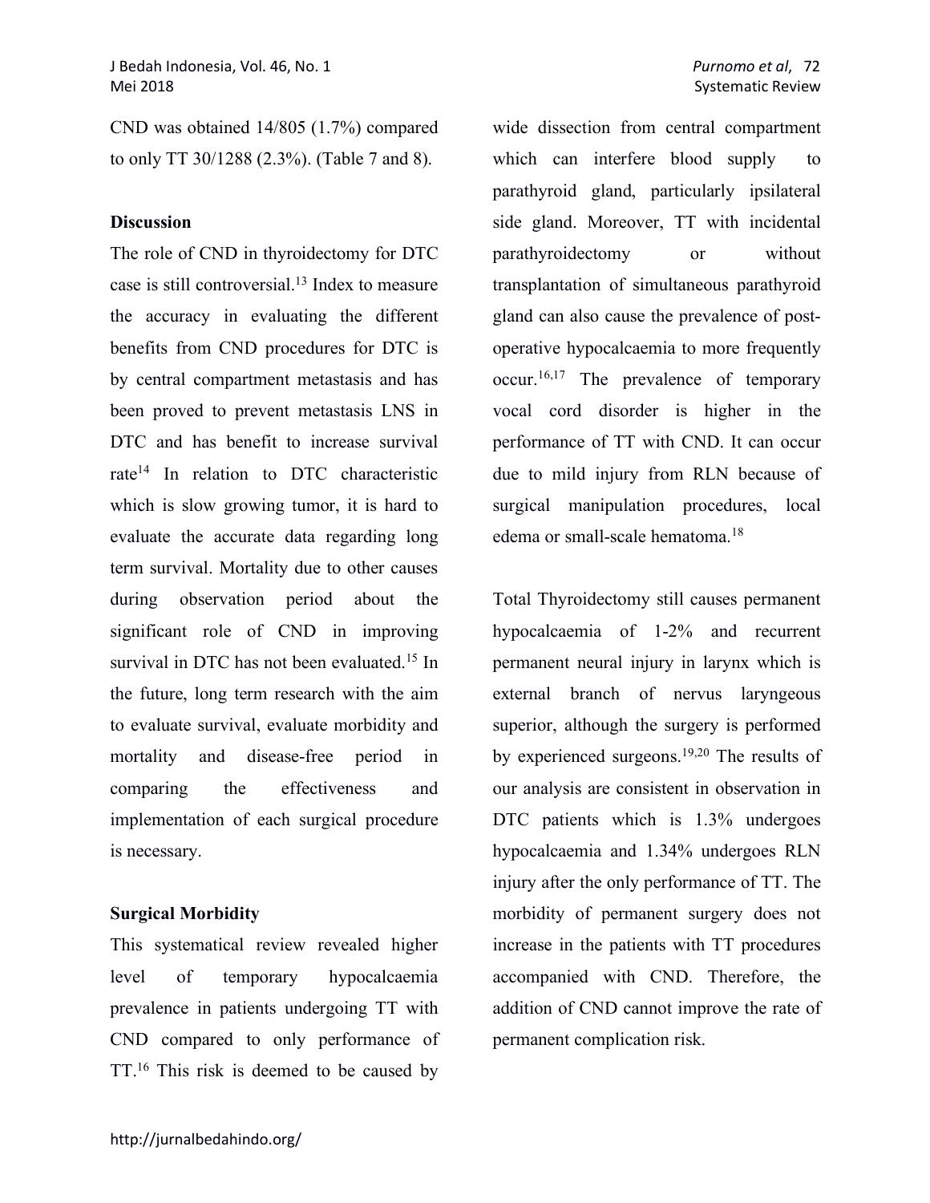CND was obtained 14/805 (1.7%) compared to only TT 30/1288 (2.3%). (Table 7 and 8).

**Discussion**

The role of CND in thyroidectomy for DTC case is still controversial.[13] Index to measure the accuracy in evaluating the different benefits from CND procedures for DTC is by central compartment metastasis and has been proved to prevent metastasis LNS in DTC and has benefit to increase survival rate[14] In relation to DTC characteristic which is slow growing tumor, it is hard to evaluate the accurate data regarding long term survival. Mortality due to other causes during observation period about the significant role of CND in improving survival in DTC has not been evaluated.[15] In the future, long term research with the aim to evaluate survival, evaluate morbidity and mortality and disease-free period in comparing the effectiveness and implementation of each surgical procedure is necessary.

**Surgical Morbidity**

This systematical review revealed higher level of temporary hypocalcaemia prevalence in patients undergoing TT with CND compared to only performance of TT.[16] This risk is deemed to be caused by wide dissection from central compartment which can interfere blood supply to parathyroid gland, particularly ipsilateral side gland. Moreover, TT with incidental parathyroidectomy or without transplantation of simultaneous parathyroid gland can also cause the prevalence of post-operative hypocalcaemia to more frequently occur.[16,17] The prevalence of temporary vocal cord disorder is higher in the performance of TT with CND. It can occur due to mild injury from RLN because of surgical manipulation procedures, local edema or small-scale hematoma.[18]

Total Thyroidectomy still causes permanent hypocalcaemia of 1-2% and recurrent permanent neural injury in larynx which is external branch of nervus laryngeous superior, although the surgery is performed by experienced surgeons.[19,20] The results of our analysis are consistent in observation in DTC patients which is 1.3% undergoes hypocalcaemia and 1.34% undergoes RLN injury after the only performance of TT. The morbidity of permanent surgery does not increase in the patients with TT procedures accompanied with CND. Therefore, the addition of CND cannot improve the rate of permanent complication risk.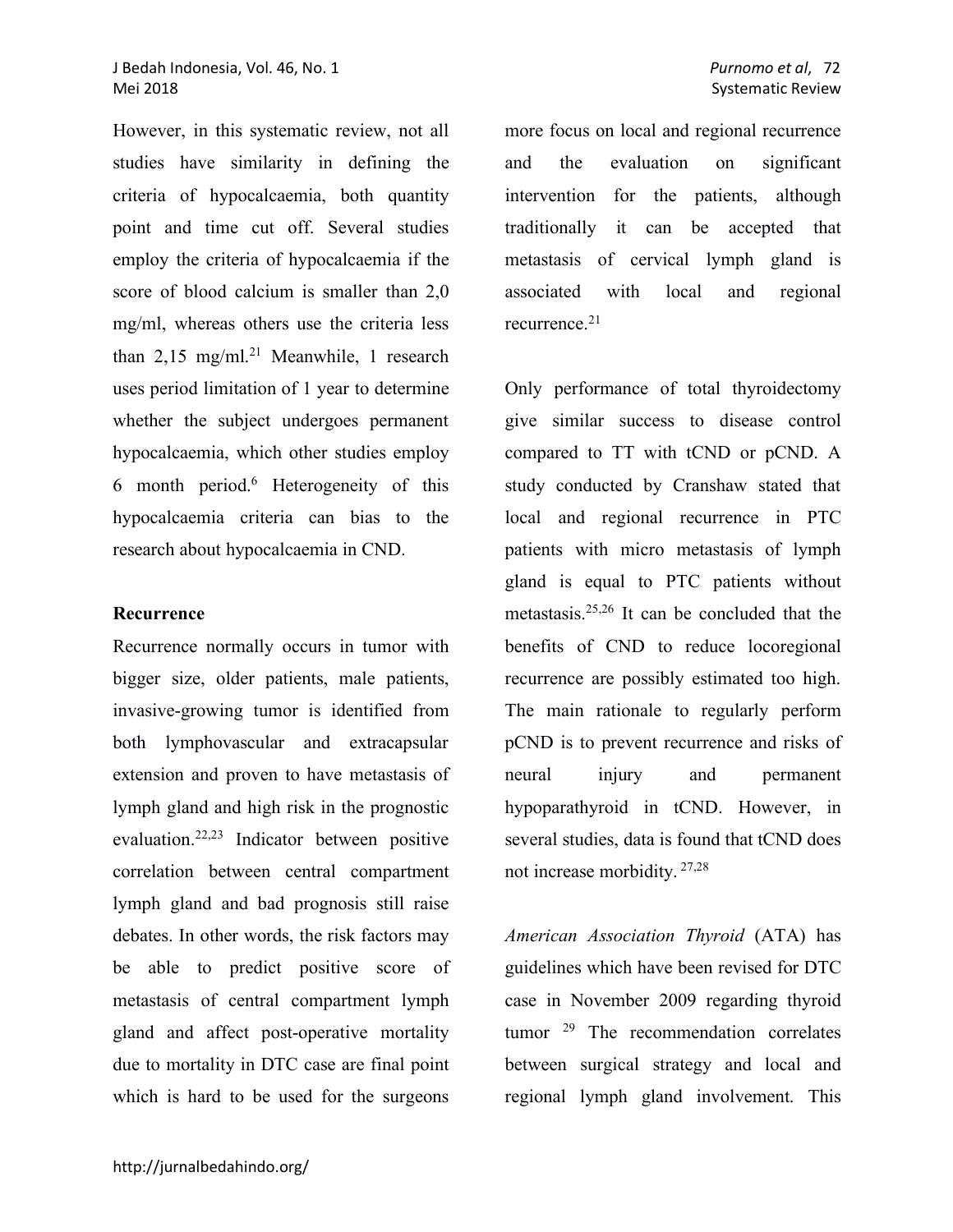However, in this systematic review, not all studies have similarity in defining the criteria of hypocalcaemia, both quantity point and time cut off. Several studies employ the criteria of hypocalcaemia if the score of blood calcium is smaller than 2,0 mg/ml, whereas others use the criteria less than 2,15 mg/ml.[21] Meanwhile, 1 research uses period limitation of 1 year to determine whether the subject undergoes permanent hypocalcaemia, which other studies employ 6 month period.[6] Heterogeneity of this hypocalcaemia criteria can bias to the research about hypocalcaemia in CND.

### Recurrence

Recurrence normally occurs in tumor with bigger size, older patients, male patients, invasive-growing tumor is identified from both lymphovascular and extracapsular extension and proven to have metastasis of lymph gland and high risk in the prognostic evaluation.[22,23] Indicator between positive correlation between central compartment lymph gland and bad prognosis still raise debates. In other words, the risk factors may be able to predict positive score of metastasis of central compartment lymph gland and affect post-operative mortality due to mortality in DTC case are final point which is hard to be used for the surgeons more focus on local and regional recurrence and the evaluation on significant intervention for the patients, although traditionally it can be accepted that metastasis of cervical lymph gland is associated with local and regional recurrence.[21]

Only performance of total thyroidectomy give similar success to disease control compared to TT with tCND or pCND. A study conducted by Cranshaw stated that local and regional recurrence in PTC patients with micro metastasis of lymph gland is equal to PTC patients without metastasis.[25,26] It can be concluded that the benefits of CND to reduce locoregional recurrence are possibly estimated too high. The main rationale to regularly perform pCND is to prevent recurrence and risks of neural injury and permanent hypoparathyroid in tCND. However, in several studies, data is found that tCND does not increase morbidity.[27,28]

*American Association Thyroid* (ATA) has guidelines which have been revised for DTC case in November 2009 regarding thyroid tumor [29] The recommendation correlates between surgical strategy and local and regional lymph gland involvement. This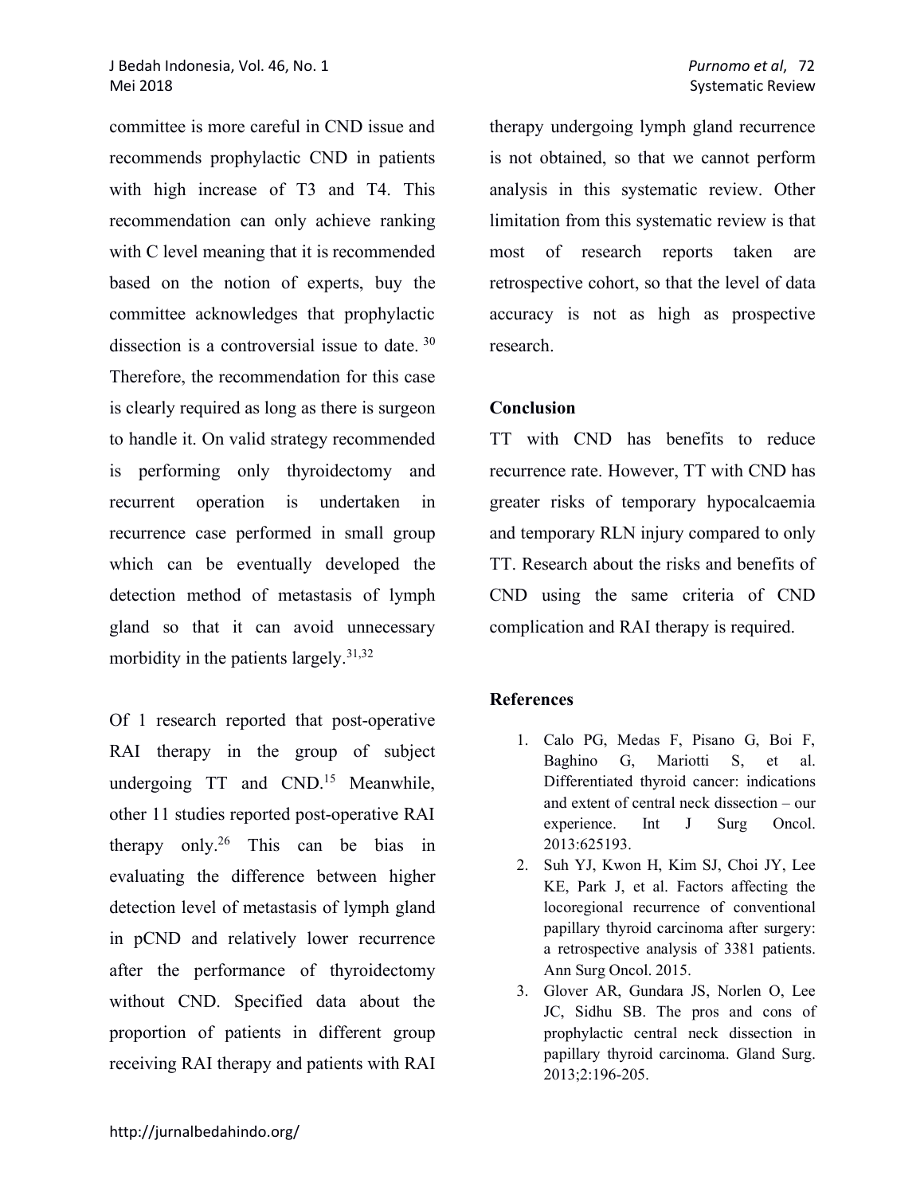committee is more careful in CND issue and recommends prophylactic CND in patients with high increase of T3 and T4. This recommendation can only achieve ranking with C level meaning that it is recommended based on the notion of experts, buy the committee acknowledges that prophylactic dissection is a controversial issue to date.[30] Therefore, the recommendation for this case is clearly required as long as there is surgeon to handle it. On valid strategy recommended is performing only thyroidectomy and recurrent operation is undertaken in recurrence case performed in small group which can be eventually developed the detection method of metastasis of lymph gland so that it can avoid unnecessary morbidity in the patients largely.[31,32]

Of 1 research reported that post-operative RAI therapy in the group of subject undergoing TT and CND.[15] Meanwhile, other 11 studies reported post-operative RAI therapy only.[26] This can be bias in evaluating the difference between higher detection level of metastasis of lymph gland in pCND and relatively lower recurrence after the performance of thyroidectomy without CND. Specified data about the proportion of patients in different group receiving RAI therapy and patients with RAI therapy undergoing lymph gland recurrence is not obtained, so that we cannot perform analysis in this systematic review. Other limitation from this systematic review is that most of research reports taken are retrospective cohort, so that the level of data accuracy is not as high as prospective research.

## Conclusion

TT with CND has benefits to reduce recurrence rate. However, TT with CND has greater risks of temporary hypocalcaemia and temporary RLN injury compared to only TT. Research about the risks and benefits of CND using the same criteria of CND complication and RAI therapy is required.

## References

1. Calo PG, Medas F, Pisano G, Boi F, Baghino G, Mariotti S, et al. Differentiated thyroid cancer: indications and extent of central neck dissection – our experience. Int J Surg Oncol. 2013:625193.
2. Suh YJ, Kwon H, Kim SJ, Choi JY, Lee KE, Park J, et al. Factors affecting the locoregional recurrence of conventional papillary thyroid carcinoma after surgery: a retrospective analysis of 3381 patients. Ann Surg Oncol. 2015.
3. Glover AR, Gundara JS, Norlen O, Lee JC, Sidhu SB. The pros and cons of prophylactic central neck dissection in papillary thyroid carcinoma. Gland Surg. 2013;2:196-205.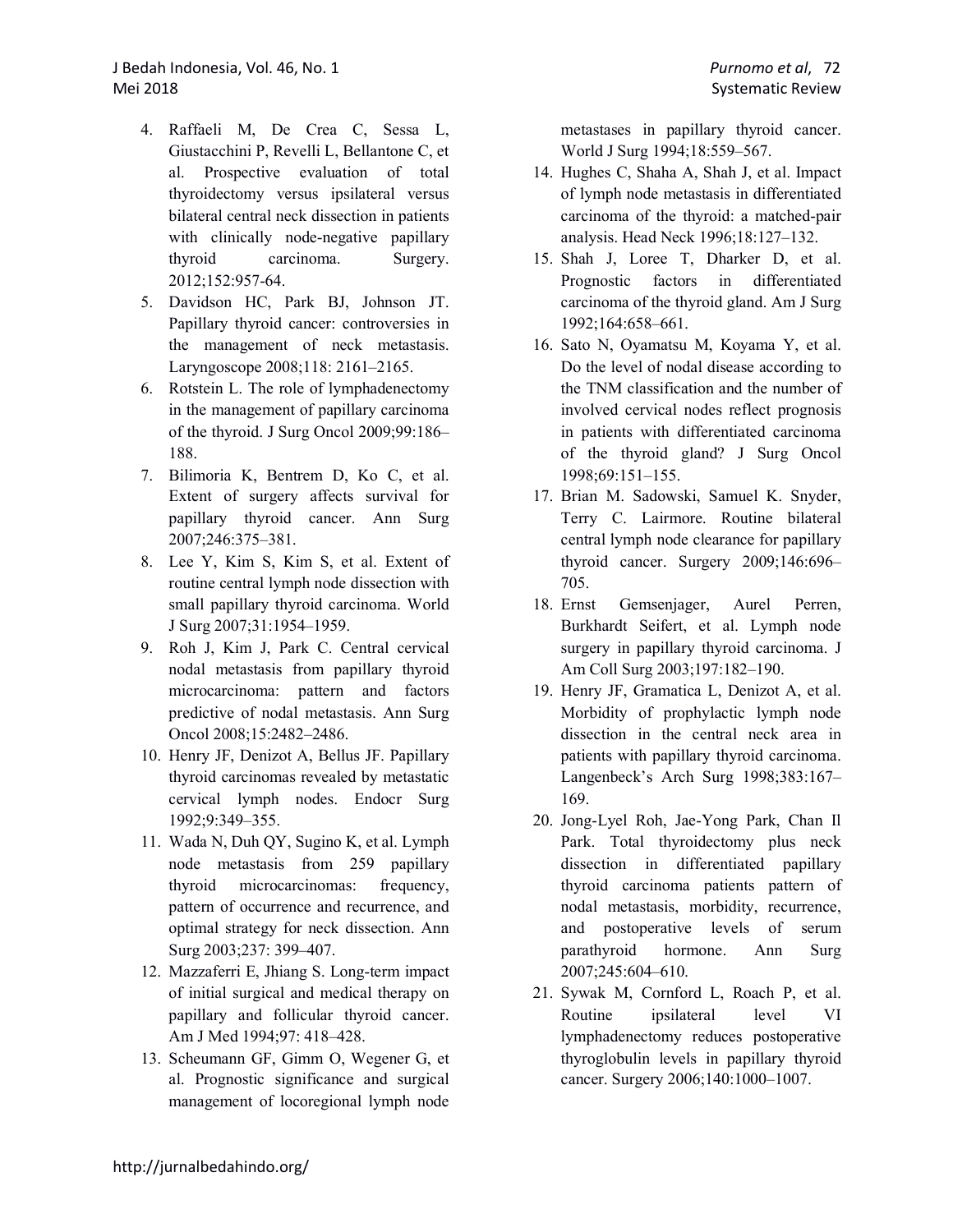4. Raffaeli M, De Crea C, Sessa L, Giustacchini P, Revelli L, Bellantone C, et al. Prospective evaluation of total thyroidectomy versus ipsilateral versus bilateral central neck dissection in patients with clinically node-negative papillary thyroid carcinoma. Surgery. 2012;152:957-64.
5. Davidson HC, Park BJ, Johnson JT. Papillary thyroid cancer: controversies in the management of neck metastasis. Laryngoscope 2008;118: 2161–2165.
6. Rotstein L. The role of lymphadenectomy in the management of papillary carcinoma of the thyroid. J Surg Oncol 2009;99:186–188.
7. Bilimoria K, Bentrem D, Ko C, et al. Extent of surgery affects survival for papillary thyroid cancer. Ann Surg 2007;246:375–381.
8. Lee Y, Kim S, Kim S, et al. Extent of routine central lymph node dissection with small papillary thyroid carcinoma. World J Surg 2007;31:1954–1959.
9. Roh J, Kim J, Park C. Central cervical nodal metastasis from papillary thyroid microcarcinoma: pattern and factors predictive of nodal metastasis. Ann Surg Oncol 2008;15:2482–2486.
10. Henry JF, Denizot A, Bellus JF. Papillary thyroid carcinomas revealed by metastatic cervical lymph nodes. Endocr Surg 1992;9:349–355.
11. Wada N, Duh QY, Sugino K, et al. Lymph node metastasis from 259 papillary thyroid microcarcinomas: frequency, pattern of occurrence and recurrence, and optimal strategy for neck dissection. Ann Surg 2003;237: 399–407.
12. Mazzaferri E, Jhiang S. Long-term impact of initial surgical and medical therapy on papillary and follicular thyroid cancer. Am J Med 1994;97: 418–428.
13. Scheumann GF, Gimm O, Wegener G, et al. Prognostic significance and surgical management of locoregional lymph node metastases in papillary thyroid cancer. World J Surg 1994;18:559–567.
14. Hughes C, Shaha A, Shah J, et al. Impact of lymph node metastasis in differentiated carcinoma of the thyroid: a matched-pair analysis. Head Neck 1996;18:127–132.
15. Shah J, Loree T, Dharker D, et al. Prognostic factors in differentiated carcinoma of the thyroid gland. Am J Surg 1992;164:658–661.
16. Sato N, Oyamatsu M, Koyama Y, et al. Do the level of nodal disease according to the TNM classification and the number of involved cervical nodes reflect prognosis in patients with differentiated carcinoma of the thyroid gland? J Surg Oncol 1998;69:151–155.
17. Brian M. Sadowski, Samuel K. Snyder, Terry C. Lairmore. Routine bilateral central lymph node clearance for papillary thyroid cancer. Surgery 2009;146:696–705.
18. Ernst Gemsenjager, Aurel Perren, Burkhardt Seifert, et al. Lymph node surgery in papillary thyroid carcinoma. J Am Coll Surg 2003;197:182–190.
19. Henry JF, Gramatica L, Denizot A, et al. Morbidity of prophylactic lymph node dissection in the central neck area in patients with papillary thyroid carcinoma. Langenbeck's Arch Surg 1998;383:167–169.
20. Jong-Lyel Roh, Jae-Yong Park, Chan Il Park. Total thyroidectomy plus neck dissection in differentiated papillary thyroid carcinoma patients pattern of nodal metastasis, morbidity, recurrence, and postoperative levels of serum parathyroid hormone. Ann Surg 2007;245:604–610.
21. Sywak M, Cornford L, Roach P, et al. Routine ipsilateral level VI lymphadenectomy reduces postoperative thyroglobulin levels in papillary thyroid cancer. Surgery 2006;140:1000–1007.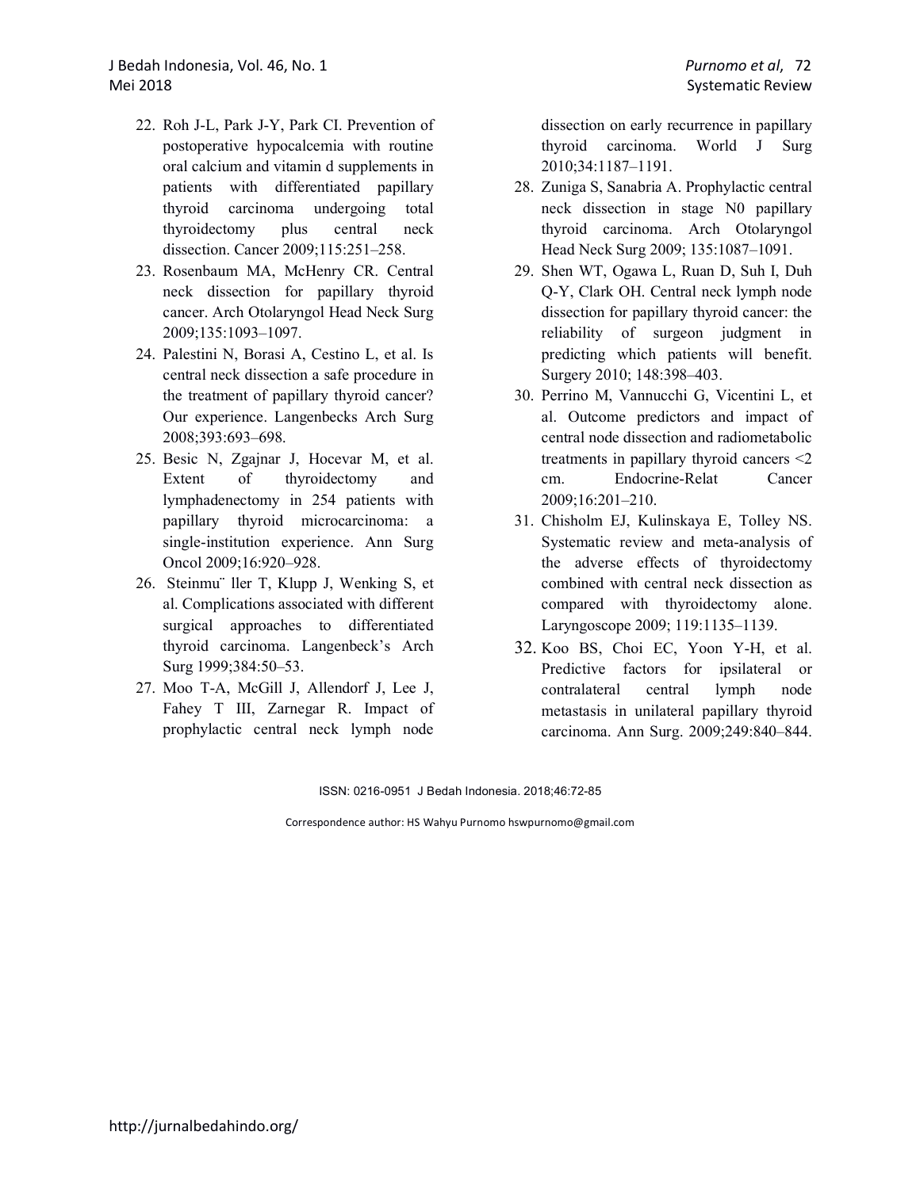22. Roh J-L, Park J-Y, Park CI. Prevention of postoperative hypocalcemia with routine oral calcium and vitamin d supplements in patients with differentiated papillary thyroid carcinoma undergoing total thyroidectomy plus central neck dissection. Cancer 2009;115:251–258.
23. Rosenbaum MA, McHenry CR. Central neck dissection for papillary thyroid cancer. Arch Otolaryngol Head Neck Surg 2009;135:1093–1097.
24. Palestini N, Borasi A, Cestino L, et al. Is central neck dissection a safe procedure in the treatment of papillary thyroid cancer? Our experience. Langenbecks Arch Surg 2008;393:693–698.
25. Besic N, Zgajnar J, Hocevar M, et al. Extent of thyroidectomy and lymphadenectomy in 254 patients with papillary thyroid microcarcinoma: a single-institution experience. Ann Surg Oncol 2009;16:920–928.
26. Steinmu¨ ller T, Klupp J, Wenking S, et al. Complications associated with different surgical approaches to differentiated thyroid carcinoma. Langenbeck's Arch Surg 1999;384:50–53.
27. Moo T-A, McGill J, Allendorf J, Lee J, Fahey T III, Zarnegar R. Impact of prophylactic central neck lymph node dissection on early recurrence in papillary thyroid carcinoma. World J Surg 2010;34:1187–1191.
28. Zuniga S, Sanabria A. Prophylactic central neck dissection in stage N0 papillary thyroid carcinoma. Arch Otolaryngol Head Neck Surg 2009; 135:1087–1091.
29. Shen WT, Ogawa L, Ruan D, Suh I, Duh Q-Y, Clark OH. Central neck lymph node dissection for papillary thyroid cancer: the reliability of surgeon judgment in predicting which patients will benefit. Surgery 2010; 148:398–403.
30. Perrino M, Vannucchi G, Vicentini L, et al. Outcome predictors and impact of central node dissection and radiometabolic treatments in papillary thyroid cancers <2 cm. Endocrine-Relat Cancer 2009;16:201–210.
31. Chisholm EJ, Kulinskaya E, Tolley NS. Systematic review and meta-analysis of the adverse effects of thyroidectomy combined with central neck dissection as compared with thyroidectomy alone. Laryngoscope 2009; 119:1135–1139.
32. Koo BS, Choi EC, Yoon Y-H, et al. Predictive factors for ipsilateral or contralateral central lymph node metastasis in unilateral papillary thyroid carcinoma. Ann Surg. 2009;249:840–844.

Correspondence author: HS Wahyu Purnomo hswpurnomo@gmail.com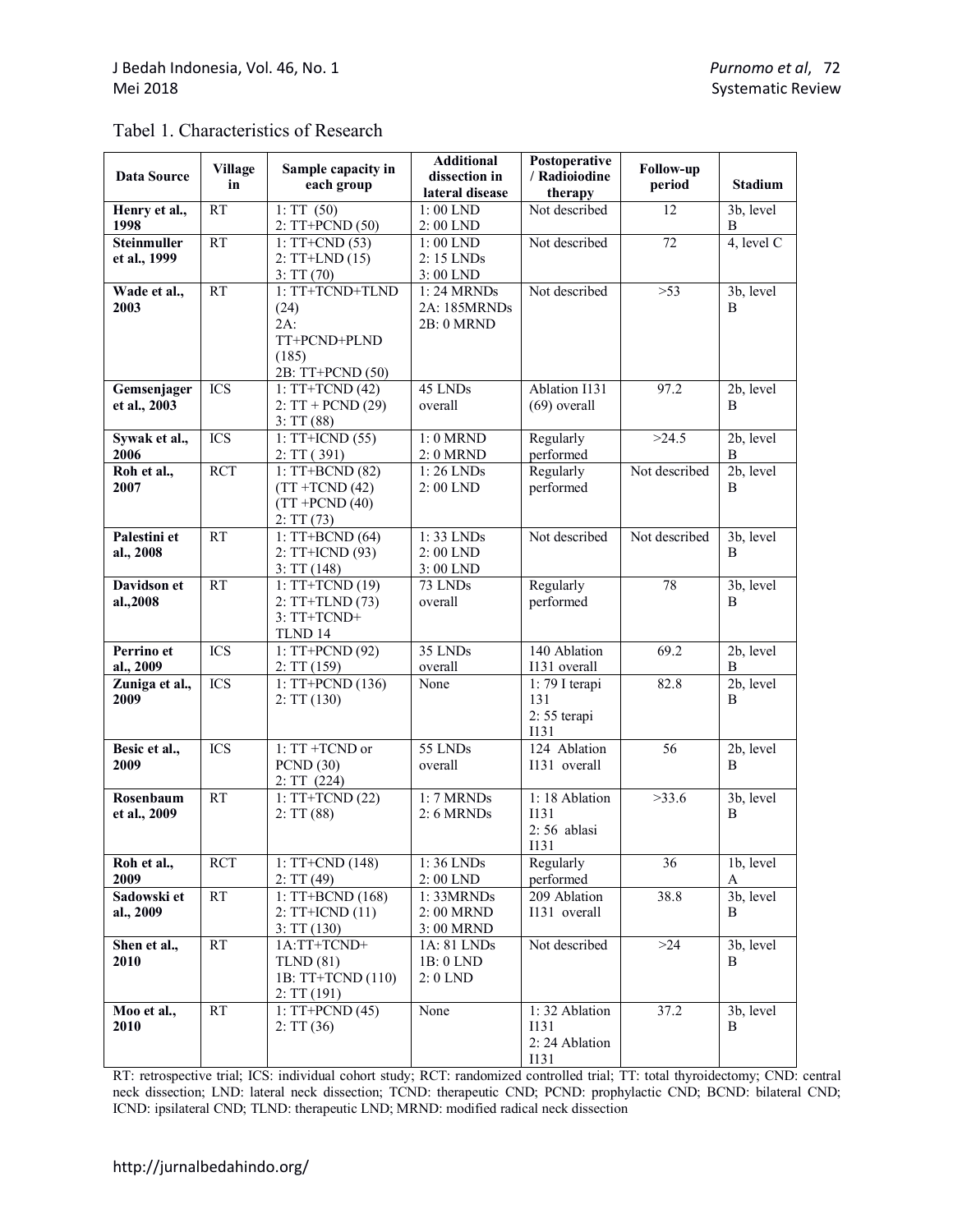Tabel 1. Characteristics of Research

| Data Source | Village in | Sample capacity in each group | Additional dissection in lateral disease | Postoperative / Radioiodine therapy | Follow-up period | Stadium |
|---|---|---|---|---|---|---|
| **Henry et al., 1998** | RT | 1: TT (50)<br>2: TT+PCND (50) | 1: 00 LND<br>2: 00 LND | Not described | 12 | 3b, level B |
| **Steinmuller et al., 1999** | RT | 1: TT+CND (53)<br>2: TT+LND (15)<br>3: TT (70) | 1: 00 LND<br>2: 15 LNDs<br>3: 00 LND | Not described | 72 | 4, level C |
| **Wade et al., 2003** | RT | 1: TT+TCND+TLND (24)<br>2A: TT+PCND+PLND (185)<br>2B: TT+PCND (50) | 1: 24 MRNDs<br>2A: 185MRNDs<br>2B: 0 MRND | Not described | >53 | 3b, level B |
| **Gemsenjager et al., 2003** | ICS | 1: TT+TCND (42)<br>2: TT + PCND (29)<br>3: TT (88) | 45 LNDs overall | Ablation I131 (69) overall | 97.2 | 2b, level B |
| **Sywak et al., 2006** | ICS | 1: TT+ICND (55)<br>2: TT ( 391) | 1: 0 MRND<br>2: 0 MRND | Regularly performed | >24.5 | 2b, level B |
| **Roh et al., 2007** | RCT | 1: TT+BCND (82)<br>(TT +TCND (42)<br>(TT +PCND (40)<br>2: TT (73) | 1: 26 LNDs<br>2: 00 LND | Regularly performed | Not described | 2b, level B |
| **Palestini et al., 2008** | RT | 1: TT+BCND (64)<br>2: TT+ICND (93)<br>3: TT (148) | 1: 33 LNDs<br>2: 00 LND<br>3: 00 LND | Not described | Not described | 3b, level B |
| **Davidson et al.,2008** | RT | 1: TT+TCND (19)<br>2: TT+TLND (73)<br>3: TT+TCND+ TLND 14 | 73 LNDs overall | Regularly performed | 78 | 3b, level B |
| **Perrino et al., 2009** | ICS | 1: TT+PCND (92)<br>2: TT (159) | 35 LNDs overall | 140 Ablation I131 overall | 69.2 | 2b, level B |
| **Zuniga et al., 2009** | ICS | 1: TT+PCND (136)<br>2: TT (130) | None | 1: 79 I terapi 131<br>2: 55 terapi I131 | 82.8 | 2b, level B |
| **Besic et al., 2009** | ICS | 1: TT +TCND or PCND (30)<br>2: TT (224) | 55 LNDs overall | 124 Ablation I131 overall | 56 | 2b, level B |
| **Rosenbaum et al., 2009** | RT | 1: TT+TCND (22)<br>2: TT (88) | 1: 7 MRNDs<br>2: 6 MRNDs | 1: 18 Ablation I131<br>2: 56 ablasi I131 | >33.6 | 3b, level B |
| **Roh et al., 2009** | RCT | 1: TT+CND (148)<br>2: TT (49) | 1: 36 LNDs<br>2: 00 LND | Regularly performed | 36 | 1b, level A |
| **Sadowski et al., 2009** | RT | 1: TT+BCND (168)<br>2: TT+ICND (11)<br>3: TT (130) | 1: 33MRNDs<br>2: 00 MRND<br>3: 00 MRND | 209 Ablation I131 overall | 38.8 | 3b, level B |
| **Shen et al., 2010** | RT | 1A:TT+TCND+ TLND (81)<br>1B: TT+TCND (110)<br>2: TT (191) | 1A: 81 LNDs<br>1B: 0 LND<br>2: 0 LND | Not described | >24 | 3b, level B |
| **Moo et al., 2010** | RT | 1: TT+PCND (45)<br>2: TT (36) | None | 1: 32 Ablation I131<br>2: 24 Ablation I131 | 37.2 | 3b, level B |

RT: retrospective trial; ICS: individual cohort study; RCT: randomized controlled trial; TT: total thyroidectomy; CND: central neck dissection; LND: lateral neck dissection; TCND: therapeutic CND; PCND: prophylactic CND; BCND: bilateral CND; ICND: ipsilateral CND; TLND: therapeutic LND; MRND: modified radical neck dissection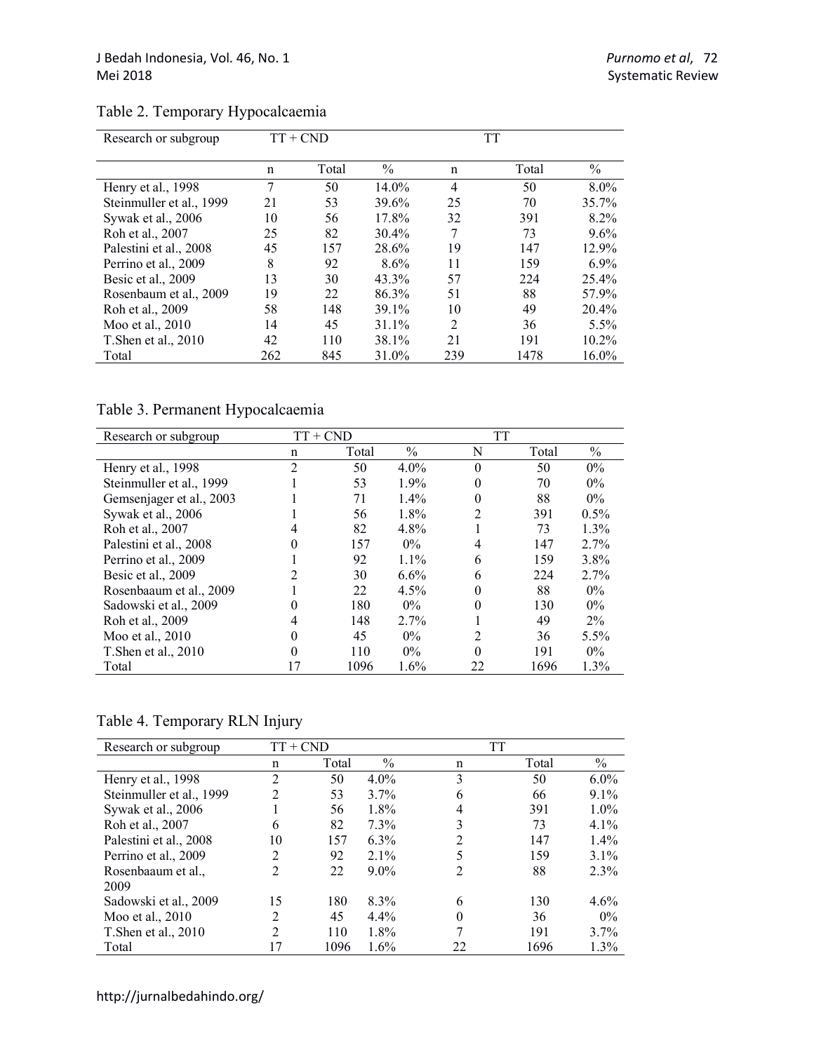Table 2. Temporary Hypocalcaemia

| Research or subgroup | TT + CND | | | TT | | |
|---|---|---|---|---|---|---|
| | n | Total | % | n | Total | % |
| Henry et al., 1998 | 7 | 50 | 14.0% | 4 | 50 | 8.0% |
| Steinmuller et al., 1999 | 21 | 53 | 39.6% | 25 | 70 | 35.7% |
| Sywak et al., 2006 | 10 | 56 | 17.8% | 32 | 391 | 8.2% |
| Roh et al., 2007 | 25 | 82 | 30.4% | 7 | 73 | 9.6% |
| Palestini et al., 2008 | 45 | 157 | 28.6% | 19 | 147 | 12.9% |
| Perrino et al., 2009 | 8 | 92 | 8.6% | 11 | 159 | 6.9% |
| Besic et al., 2009 | 13 | 30 | 43.3% | 57 | 224 | 25.4% |
| Rosenbaum et al., 2009 | 19 | 22 | 86.3% | 51 | 88 | 57.9% |
| Roh et al., 2009 | 58 | 148 | 39.1% | 10 | 49 | 20.4% |
| Moo et al., 2010 | 14 | 45 | 31.1% | 2 | 36 | 5.5% |
| T.Shen et al., 2010 | 42 | 110 | 38.1% | 21 | 191 | 10.2% |
| Total | 262 | 845 | 31.0% | 239 | 1478 | 16.0% |

Table 3. Permanent Hypocalcaemia

| Research or subgroup | TT + CND | | | TT | | |
|---|---|---|---|---|---|---|
| | n | Total | % | N | Total | % |
| Henry et al., 1998 | 2 | 50 | 4.0% | 0 | 50 | 0% |
| Steinmuller et al., 1999 | 1 | 53 | 1.9% | 0 | 70 | 0% |
| Gemsenjager et al., 2003 | 1 | 71 | 1.4% | 0 | 88 | 0% |
| Sywak et al., 2006 | 1 | 56 | 1.8% | 2 | 391 | 0.5% |
| Roh et al., 2007 | 4 | 82 | 4.8% | 1 | 73 | 1.3% |
| Palestini et al., 2008 | 0 | 157 | 0% | 4 | 147 | 2.7% |
| Perrino et al., 2009 | 1 | 92 | 1.1% | 6 | 159 | 3.8% |
| Besic et al., 2009 | 2 | 30 | 6.6% | 6 | 224 | 2.7% |
| Rosenbaaum et al., 2009 | 1 | 22 | 4.5% | 0 | 88 | 0% |
| Sadowski et al., 2009 | 0 | 180 | 0% | 0 | 130 | 0% |
| Roh et al., 2009 | 4 | 148 | 2.7% | 1 | 49 | 2% |
| Moo et al., 2010 | 0 | 45 | 0% | 2 | 36 | 5.5% |
| T.Shen et al., 2010 | 0 | 110 | 0% | 0 | 191 | 0% |
| Total | 17 | 1096 | 1.6% | 22 | 1696 | 1.3% |

Table 4. Temporary RLN Injury

| Research or subgroup | TT + CND | | | TT | | |
|---|---|---|---|---|---|---|
| | n | Total | % | n | Total | % |
| Henry et al., 1998 | 2 | 50 | 4.0% | 3 | 50 | 6.0% |
| Steinmuller et al., 1999 | 2 | 53 | 3.7% | 6 | 66 | 9.1% |
| Sywak et al., 2006 | 1 | 56 | 1.8% | 4 | 391 | 1.0% |
| Roh et al., 2007 | 6 | 82 | 7.3% | 3 | 73 | 4.1% |
| Palestini et al., 2008 | 10 | 157 | 6.3% | 2 | 147 | 1.4% |
| Perrino et al., 2009 | 2 | 92 | 2.1% | 5 | 159 | 3.1% |
| Rosenbaaum et al., 2009 | 2 | 22 | 9.0% | 2 | 88 | 2.3% |
| Sadowski et al., 2009 | 15 | 180 | 8.3% | 6 | 130 | 4.6% |
| Moo et al., 2010 | 2 | 45 | 4.4% | 0 | 36 | 0% |
| T.Shen et al., 2010 | 2 | 110 | 1.8% | 7 | 191 | 3.7% |
| Total | 17 | 1096 | 1.6% | 22 | 1696 | 1.3% |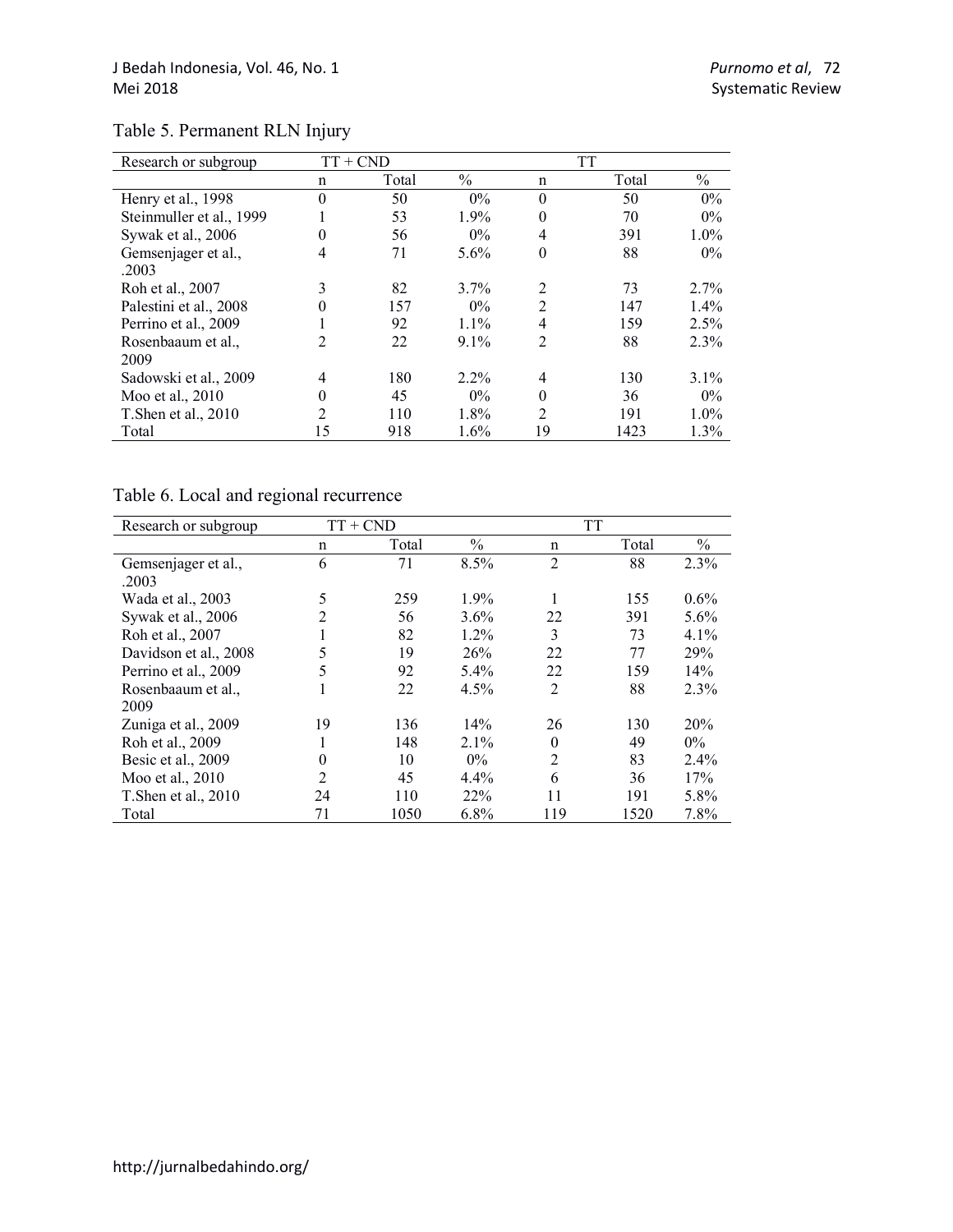Table 5. Permanent RLN Injury

| Research or subgroup | TT + CND | | | TT | | |
|---|---|---|---|---|---|---|
| | n | Total | % | n | Total | % |
| Henry et al., 1998 | 0 | 50 | 0% | 0 | 50 | 0% |
| Steinmuller et al., 1999 | 1 | 53 | 1.9% | 0 | 70 | 0% |
| Sywak et al., 2006 | 0 | 56 | 0% | 4 | 391 | 1.0% |
| Gemsenjager et al., .2003 | 4 | 71 | 5.6% | 0 | 88 | 0% |
| Roh et al., 2007 | 3 | 82 | 3.7% | 2 | 73 | 2.7% |
| Palestini et al., 2008 | 0 | 157 | 0% | 2 | 147 | 1.4% |
| Perrino et al., 2009 | 1 | 92 | 1.1% | 4 | 159 | 2.5% |
| Rosenbaaum et al., 2009 | 2 | 22 | 9.1% | 2 | 88 | 2.3% |
| Sadowski et al., 2009 | 4 | 180 | 2.2% | 4 | 130 | 3.1% |
| Moo et al., 2010 | 0 | 45 | 0% | 0 | 36 | 0% |
| T.Shen et al., 2010 | 2 | 110 | 1.8% | 2 | 191 | 1.0% |
| Total | 15 | 918 | 1.6% | 19 | 1423 | 1.3% |

Table 6. Local and regional recurrence

| Research or subgroup | TT + CND | | | TT | | |
|---|---|---|---|---|---|---|
| | n | Total | % | n | Total | % |
| Gemsenjager et al., .2003 | 6 | 71 | 8.5% | 2 | 88 | 2.3% |
| Wada et al., 2003 | 5 | 259 | 1.9% | 1 | 155 | 0.6% |
| Sywak et al., 2006 | 2 | 56 | 3.6% | 22 | 391 | 5.6% |
| Roh et al., 2007 | 1 | 82 | 1.2% | 3 | 73 | 4.1% |
| Davidson et al., 2008 | 5 | 19 | 26% | 22 | 77 | 29% |
| Perrino et al., 2009 | 5 | 92 | 5.4% | 22 | 159 | 14% |
| Rosenbaaum et al., 2009 | 1 | 22 | 4.5% | 2 | 88 | 2.3% |
| Zuniga et al., 2009 | 19 | 136 | 14% | 26 | 130 | 20% |
| Roh et al., 2009 | 1 | 148 | 2.1% | 0 | 49 | 0% |
| Besic et al., 2009 | 0 | 10 | 0% | 2 | 83 | 2.4% |
| Moo et al., 2010 | 2 | 45 | 4.4% | 6 | 36 | 17% |
| T.Shen et al., 2010 | 24 | 110 | 22% | 11 | 191 | 5.8% |
| Total | 71 | 1050 | 6.8% | 119 | 1520 | 7.8% |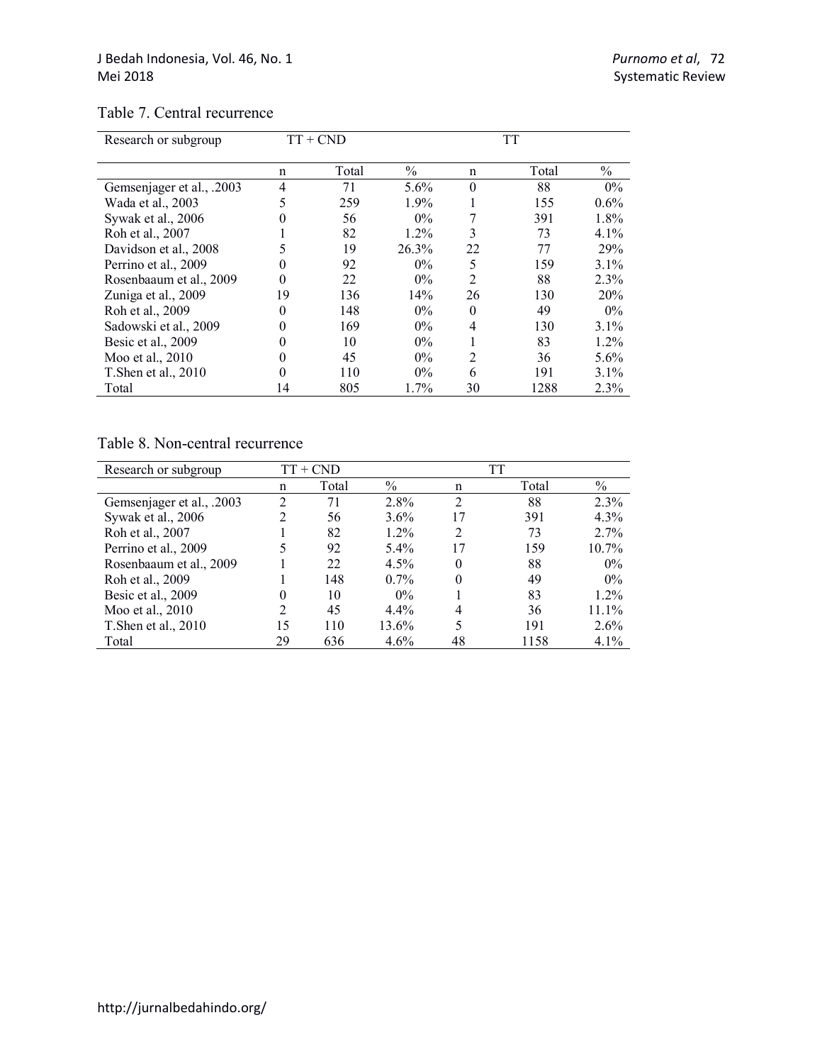Table 7. Central recurrence

| Research or subgroup | TT + CND | | | TT | | |
|---|---|---|---|---|---|---|
| | n | Total | % | n | Total | % |
| Gemsenjager et al., .2003 | 4 | 71 | 5.6% | 0 | 88 | 0% |
| Wada et al., 2003 | 5 | 259 | 1.9% | 1 | 155 | 0.6% |
| Sywak et al., 2006 | 0 | 56 | 0% | 7 | 391 | 1.8% |
| Roh et al., 2007 | 1 | 82 | 1.2% | 3 | 73 | 4.1% |
| Davidson et al., 2008 | 5 | 19 | 26.3% | 22 | 77 | 29% |
| Perrino et al., 2009 | 0 | 92 | 0% | 5 | 159 | 3.1% |
| Rosenbaaum et al., 2009 | 0 | 22 | 0% | 2 | 88 | 2.3% |
| Zuniga et al., 2009 | 19 | 136 | 14% | 26 | 130 | 20% |
| Roh et al., 2009 | 0 | 148 | 0% | 0 | 49 | 0% |
| Sadowski et al., 2009 | 0 | 169 | 0% | 4 | 130 | 3.1% |
| Besic et al., 2009 | 0 | 10 | 0% | 1 | 83 | 1.2% |
| Moo et al., 2010 | 0 | 45 | 0% | 2 | 36 | 5.6% |
| T.Shen et al., 2010 | 0 | 110 | 0% | 6 | 191 | 3.1% |
| Total | 14 | 805 | 1.7% | 30 | 1288 | 2.3% |

Table 8. Non-central recurrence

| Research or subgroup | TT + CND | | | TT | | |
|---|---|---|---|---|---|---|
| | n | Total | % | n | Total | % |
| Gemsenjager et al., .2003 | 2 | 71 | 2.8% | 2 | 88 | 2.3% |
| Sywak et al., 2006 | 2 | 56 | 3.6% | 17 | 391 | 4.3% |
| Roh et al., 2007 | 1 | 82 | 1.2% | 2 | 73 | 2.7% |
| Perrino et al., 2009 | 5 | 92 | 5.4% | 17 | 159 | 10.7% |
| Rosenbaaum et al., 2009 | 1 | 22 | 4.5% | 0 | 88 | 0% |
| Roh et al., 2009 | 1 | 148 | 0.7% | 0 | 49 | 0% |
| Besic et al., 2009 | 0 | 10 | 0% | 1 | 83 | 1.2% |
| Moo et al., 2010 | 2 | 45 | 4.4% | 4 | 36 | 11.1% |
| T.Shen et al., 2010 | 15 | 110 | 13.6% | 5 | 191 | 2.6% |
| Total | 29 | 636 | 4.6% | 48 | 1158 | 4.1% |

http://jurnalbedahindo.org/